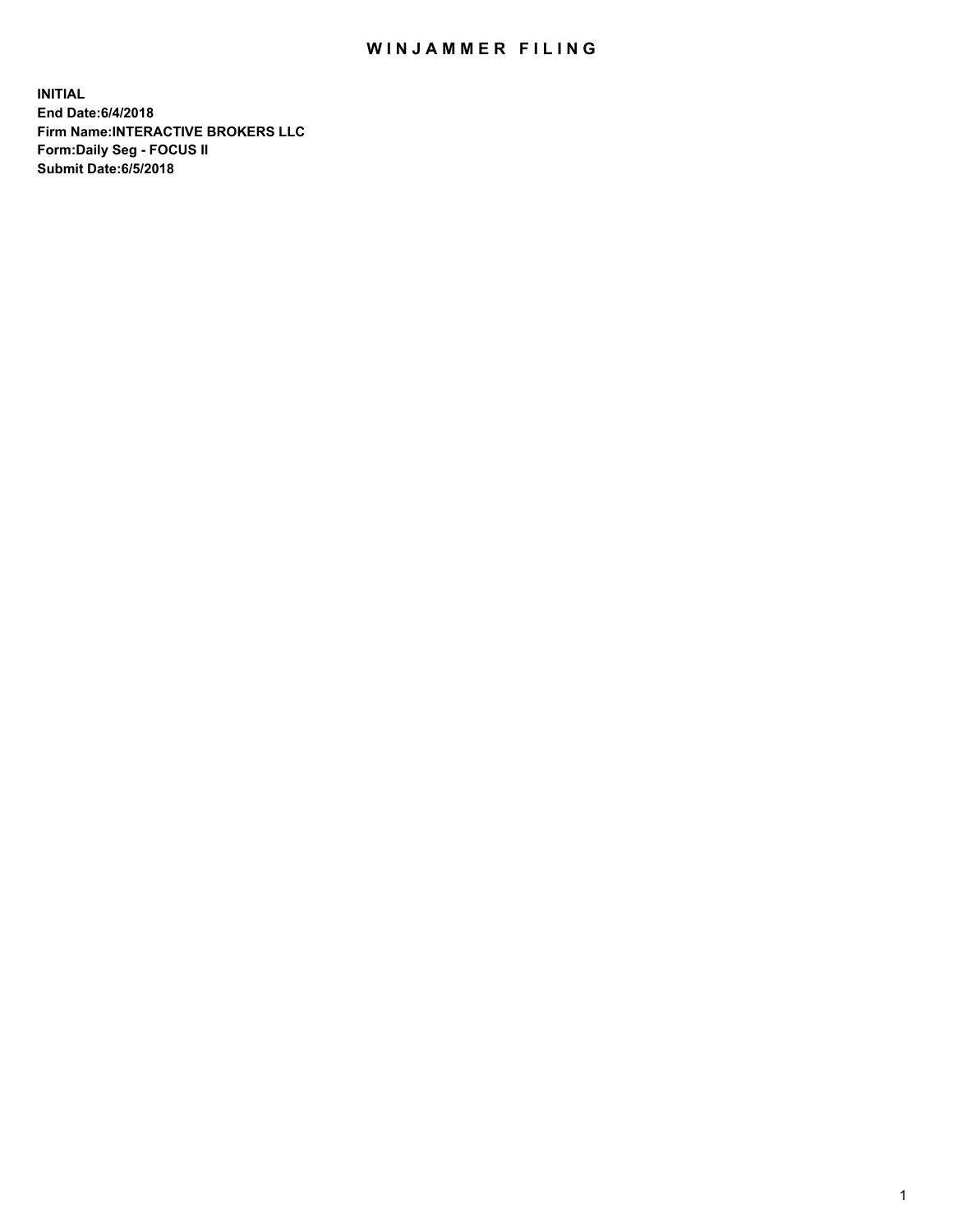# WINJAMMER FILING

**INITIAL**
**End Date:6/4/2018**
**Firm Name:INTERACTIVE BROKERS LLC**
**Form:Daily Seg - FOCUS II**
**Submit Date:6/5/2018**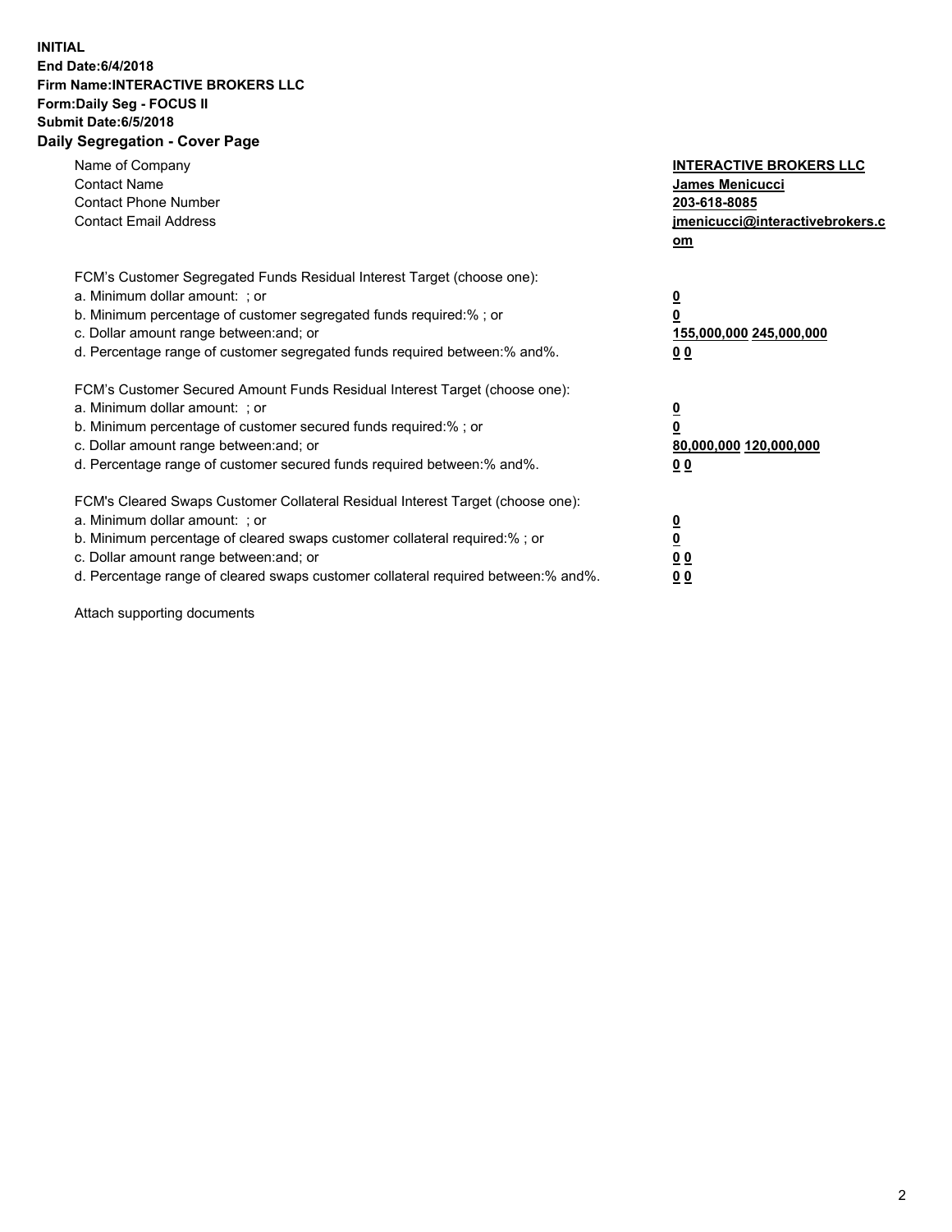**INITIAL**
**End Date:6/4/2018**
**Firm Name:INTERACTIVE BROKERS LLC**
**Form:Daily Seg - FOCUS II**
**Submit Date:6/5/2018**

## Daily Segregation - Cover Page

| | |
|---|---|
| Name of Company | **INTERACTIVE BROKERS LLC** |
| Contact Name | **James Menicucci** |
| Contact Phone Number | **203-618-8085** |
| Contact Email Address | **jmenicucci@interactivebrokers.com** |

FCM's Customer Segregated Funds Residual Interest Target (choose one):

| | |
|---|---|
| a. Minimum dollar amount: ; or | **0** |
| b. Minimum percentage of customer segregated funds required:% ; or | **0** |
| c. Dollar amount range between:and; or | **155,000,000 245,000,000** |
| d. Percentage range of customer segregated funds required between:% and%. | **0 0** |

FCM's Customer Secured Amount Funds Residual Interest Target (choose one):

| | |
|---|---|
| a. Minimum dollar amount: ; or | **0** |
| b. Minimum percentage of customer secured funds required:% ; or | **0** |
| c. Dollar amount range between:and; or | **80,000,000 120,000,000** |
| d. Percentage range of customer secured funds required between:% and%. | **0 0** |

FCM's Cleared Swaps Customer Collateral Residual Interest Target (choose one):

| | |
|---|---|
| a. Minimum dollar amount: ; or | **0** |
| b. Minimum percentage of cleared swaps customer collateral required:% ; or | **0** |
| c. Dollar amount range between:and; or | **0 0** |
| d. Percentage range of cleared swaps customer collateral required between:% and%. | **0 0** |

Attach supporting documents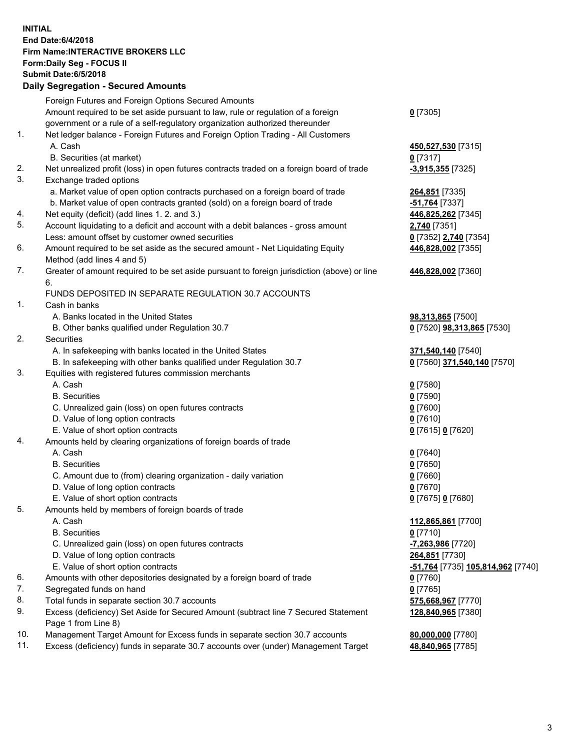**INITIAL**
**End Date:6/4/2018**
**Firm Name:INTERACTIVE BROKERS LLC**
**Form:Daily Seg - FOCUS II**
**Submit Date:6/5/2018**
**Daily Segregation - Secured Amounts**

| | | |
|---|---|---|
| | Foreign Futures and Foreign Options Secured Amounts | |
| | Amount required to be set aside pursuant to law, rule or regulation of a foreign government or a rule of a self-regulatory organization authorized thereunder | **0** [7305] |
| 1. | Net ledger balance - Foreign Futures and Foreign Option Trading - All Customers | |
| | A. Cash | **450,527,530** [7315] |
| | B. Securities (at market) | **0** [7317] |
| 2. | Net unrealized profit (loss) in open futures contracts traded on a foreign board of trade | **-3,915,355** [7325] |
| 3. | Exchange traded options | |
| | a. Market value of open option contracts purchased on a foreign board of trade | **264,851** [7335] |
| | b. Market value of open contracts granted (sold) on a foreign board of trade | **-51,764** [7337] |
| 4. | Net equity (deficit) (add lines 1. 2. and 3.) | **446,825,262** [7345] |
| 5. | Account liquidating to a deficit and account with a debit balances - gross amount | **2,740** [7351] |
| | Less: amount offset by customer owned securities | **0** [7352] **2,740** [7354] |
| 6. | Amount required to be set aside as the secured amount - Net Liquidating Equity Method (add lines 4 and 5) | **446,828,002** [7355] |
| 7. | Greater of amount required to be set aside pursuant to foreign jurisdiction (above) or line 6. | **446,828,002** [7360] |
| | FUNDS DEPOSITED IN SEPARATE REGULATION 30.7 ACCOUNTS | |
| 1. | Cash in banks | |
| | A. Banks located in the United States | **98,313,865** [7500] |
| | B. Other banks qualified under Regulation 30.7 | **0** [7520] **98,313,865** [7530] |
| 2. | Securities | |
| | A. In safekeeping with banks located in the United States | **371,540,140** [7540] |
| | B. In safekeeping with other banks qualified under Regulation 30.7 | **0** [7560] **371,540,140** [7570] |
| 3. | Equities with registered futures commission merchants | |
| | A. Cash | **0** [7580] |
| | B. Securities | **0** [7590] |
| | C. Unrealized gain (loss) on open futures contracts | **0** [7600] |
| | D. Value of long option contracts | **0** [7610] |
| | E. Value of short option contracts | **0** [7615] **0** [7620] |
| 4. | Amounts held by clearing organizations of foreign boards of trade | |
| | A. Cash | **0** [7640] |
| | B. Securities | **0** [7650] |
| | C. Amount due to (from) clearing organization - daily variation | **0** [7660] |
| | D. Value of long option contracts | **0** [7670] |
| | E. Value of short option contracts | **0** [7675] **0** [7680] |
| 5. | Amounts held by members of foreign boards of trade | |
| | A. Cash | **112,865,861** [7700] |
| | B. Securities | **0** [7710] |
| | C. Unrealized gain (loss) on open futures contracts | **-7,263,986** [7720] |
| | D. Value of long option contracts | **264,851** [7730] |
| | E. Value of short option contracts | **-51,764** [7735] **105,814,962** [7740] |
| 6. | Amounts with other depositories designated by a foreign board of trade | **0** [7760] |
| 7. | Segregated funds on hand | **0** [7765] |
| 8. | Total funds in separate section 30.7 accounts | **575,668,967** [7770] |
| 9. | Excess (deficiency) Set Aside for Secured Amount (subtract line 7 Secured Statement Page 1 from Line 8) | **128,840,965** [7380] |
| 10. | Management Target Amount for Excess funds in separate section 30.7 accounts | **80,000,000** [7780] |
| 11. | Excess (deficiency) funds in separate 30.7 accounts over (under) Management Target | **48,840,965** [7785] |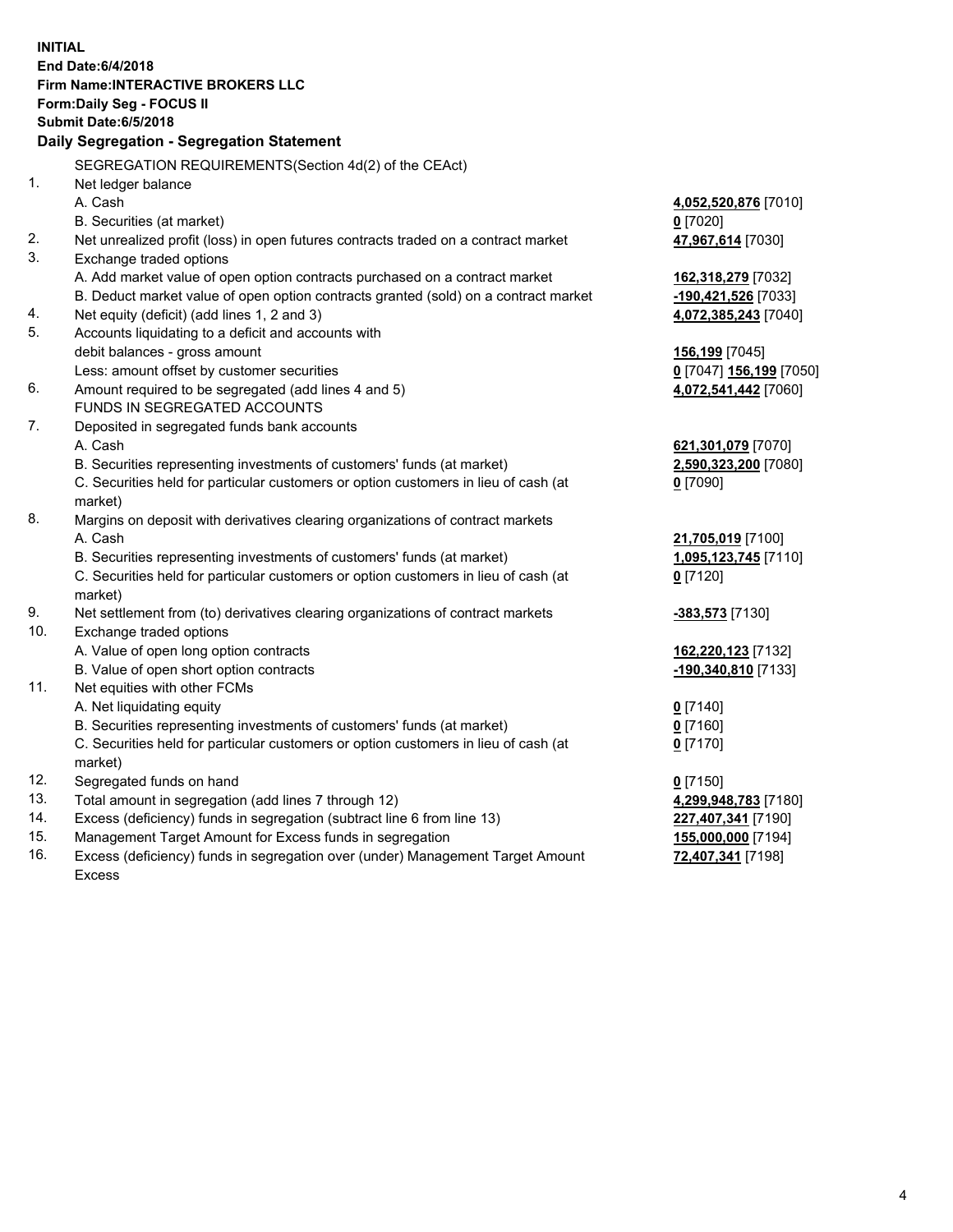**INITIAL**
**End Date:6/4/2018**
**Firm Name:INTERACTIVE BROKERS LLC**
**Form:Daily Seg - FOCUS II**
**Submit Date:6/5/2018**

## Daily Segregation - Segregation Statement

SEGREGATION REQUIREMENTS(Section 4d(2) of the CEAct)

| | | |
|---|---|---|
| 1. | Net ledger balance | |
| | A. Cash | **4,052,520,876** [7010] |
| | B. Securities (at market) | **0** [7020] |
| 2. | Net unrealized profit (loss) in open futures contracts traded on a contract market | **47,967,614** [7030] |
| 3. | Exchange traded options | |
| | A. Add market value of open option contracts purchased on a contract market | **162,318,279** [7032] |
| | B. Deduct market value of open option contracts granted (sold) on a contract market | **-190,421,526** [7033] |
| 4. | Net equity (deficit) (add lines 1, 2 and 3) | **4,072,385,243** [7040] |
| 5. | Accounts liquidating to a deficit and accounts with | |
| | debit balances - gross amount | **156,199** [7045] |
| | Less: amount offset by customer securities | **0** [7047] **156,199** [7050] |
| 6. | Amount required to be segregated (add lines 4 and 5) | **4,072,541,442** [7060] |
| | FUNDS IN SEGREGATED ACCOUNTS | |
| 7. | Deposited in segregated funds bank accounts | |
| | A. Cash | **621,301,079** [7070] |
| | B. Securities representing investments of customers' funds (at market) | **2,590,323,200** [7080] |
| | C. Securities held for particular customers or option customers in lieu of cash (at market) | **0** [7090] |
| 8. | Margins on deposit with derivatives clearing organizations of contract markets | |
| | A. Cash | **21,705,019** [7100] |
| | B. Securities representing investments of customers' funds (at market) | **1,095,123,745** [7110] |
| | C. Securities held for particular customers or option customers in lieu of cash (at market) | **0** [7120] |
| 9. | Net settlement from (to) derivatives clearing organizations of contract markets | **-383,573** [7130] |
| 10. | Exchange traded options | |
| | A. Value of open long option contracts | **162,220,123** [7132] |
| | B. Value of open short option contracts | **-190,340,810** [7133] |
| 11. | Net equities with other FCMs | |
| | A. Net liquidating equity | **0** [7140] |
| | B. Securities representing investments of customers' funds (at market) | **0** [7160] |
| | C. Securities held for particular customers or option customers in lieu of cash (at market) | **0** [7170] |
| 12. | Segregated funds on hand | **0** [7150] |
| 13. | Total amount in segregation (add lines 7 through 12) | **4,299,948,783** [7180] |
| 14. | Excess (deficiency) funds in segregation (subtract line 6 from line 13) | **227,407,341** [7190] |
| 15. | Management Target Amount for Excess funds in segregation | **155,000,000** [7194] |
| 16. | Excess (deficiency) funds in segregation over (under) Management Target Amount Excess | **72,407,341** [7198] |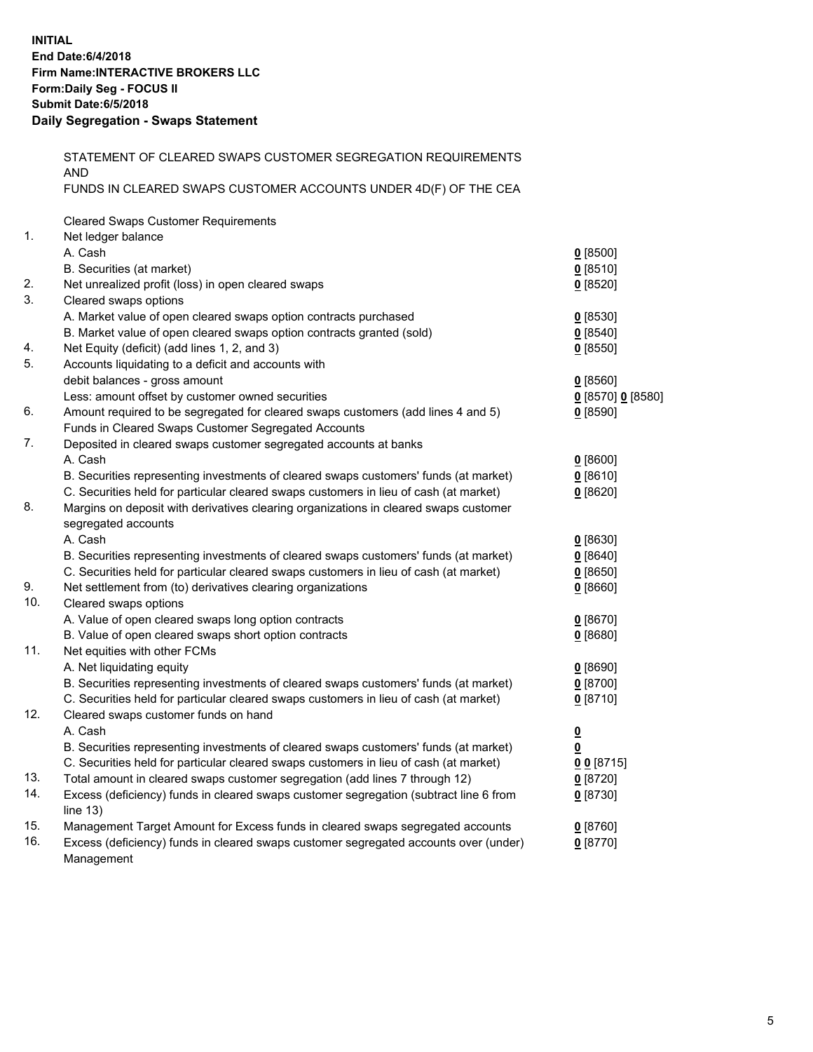**INITIAL**
**End Date:6/4/2018**
**Firm Name:INTERACTIVE BROKERS LLC**
**Form:Daily Seg - FOCUS II**
**Submit Date:6/5/2018**
**Daily Segregation - Swaps Statement**

STATEMENT OF CLEARED SWAPS CUSTOMER SEGREGATION REQUIREMENTS AND FUNDS IN CLEARED SWAPS CUSTOMER ACCOUNTS UNDER 4D(F) OF THE CEA

| | | |
|---|---|---|
| | Cleared Swaps Customer Requirements | |
| 1. | Net ledger balance | |
| | A. Cash | 0 [8500] |
| | B. Securities (at market) | 0 [8510] |
| 2. | Net unrealized profit (loss) in open cleared swaps | 0 [8520] |
| 3. | Cleared swaps options | |
| | A. Market value of open cleared swaps option contracts purchased | 0 [8530] |
| | B. Market value of open cleared swaps option contracts granted (sold) | 0 [8540] |
| 4. | Net Equity (deficit) (add lines 1, 2, and 3) | 0 [8550] |
| 5. | Accounts liquidating to a deficit and accounts with debit balances - gross amount | 0 [8560] |
| | Less: amount offset by customer owned securities | 0 [8570] 0 [8580] |
| 6. | Amount required to be segregated for cleared swaps customers (add lines 4 and 5) | 0 [8590] |
| | Funds in Cleared Swaps Customer Segregated Accounts | |
| 7. | Deposited in cleared swaps customer segregated accounts at banks | |
| | A. Cash | 0 [8600] |
| | B. Securities representing investments of cleared swaps customers' funds (at market) | 0 [8610] |
| | C. Securities held for particular cleared swaps customers in lieu of cash (at market) | 0 [8620] |
| 8. | Margins on deposit with derivatives clearing organizations in cleared swaps customer segregated accounts | |
| | A. Cash | 0 [8630] |
| | B. Securities representing investments of cleared swaps customers' funds (at market) | 0 [8640] |
| | C. Securities held for particular cleared swaps customers in lieu of cash (at market) | 0 [8650] |
| 9. | Net settlement from (to) derivatives clearing organizations | 0 [8660] |
| 10. | Cleared swaps options | |
| | A. Value of open cleared swaps long option contracts | 0 [8670] |
| | B. Value of open cleared swaps short option contracts | 0 [8680] |
| 11. | Net equities with other FCMs | |
| | A. Net liquidating equity | 0 [8690] |
| | B. Securities representing investments of cleared swaps customers' funds (at market) | 0 [8700] |
| | C. Securities held for particular cleared swaps customers in lieu of cash (at market) | 0 [8710] |
| 12. | Cleared swaps customer funds on hand | |
| | A. Cash | 0 |
| | B. Securities representing investments of cleared swaps customers' funds (at market) | 0 |
| | C. Securities held for particular cleared swaps customers in lieu of cash (at market) | 0 0 [8715] |
| 13. | Total amount in cleared swaps customer segregation (add lines 7 through 12) | 0 [8720] |
| 14. | Excess (deficiency) funds in cleared swaps customer segregation (subtract line 6 from line 13) | 0 [8730] |
| 15. | Management Target Amount for Excess funds in cleared swaps segregated accounts | 0 [8760] |
| 16. | Excess (deficiency) funds in cleared swaps customer segregated accounts over (under) Management | 0 [8770] |